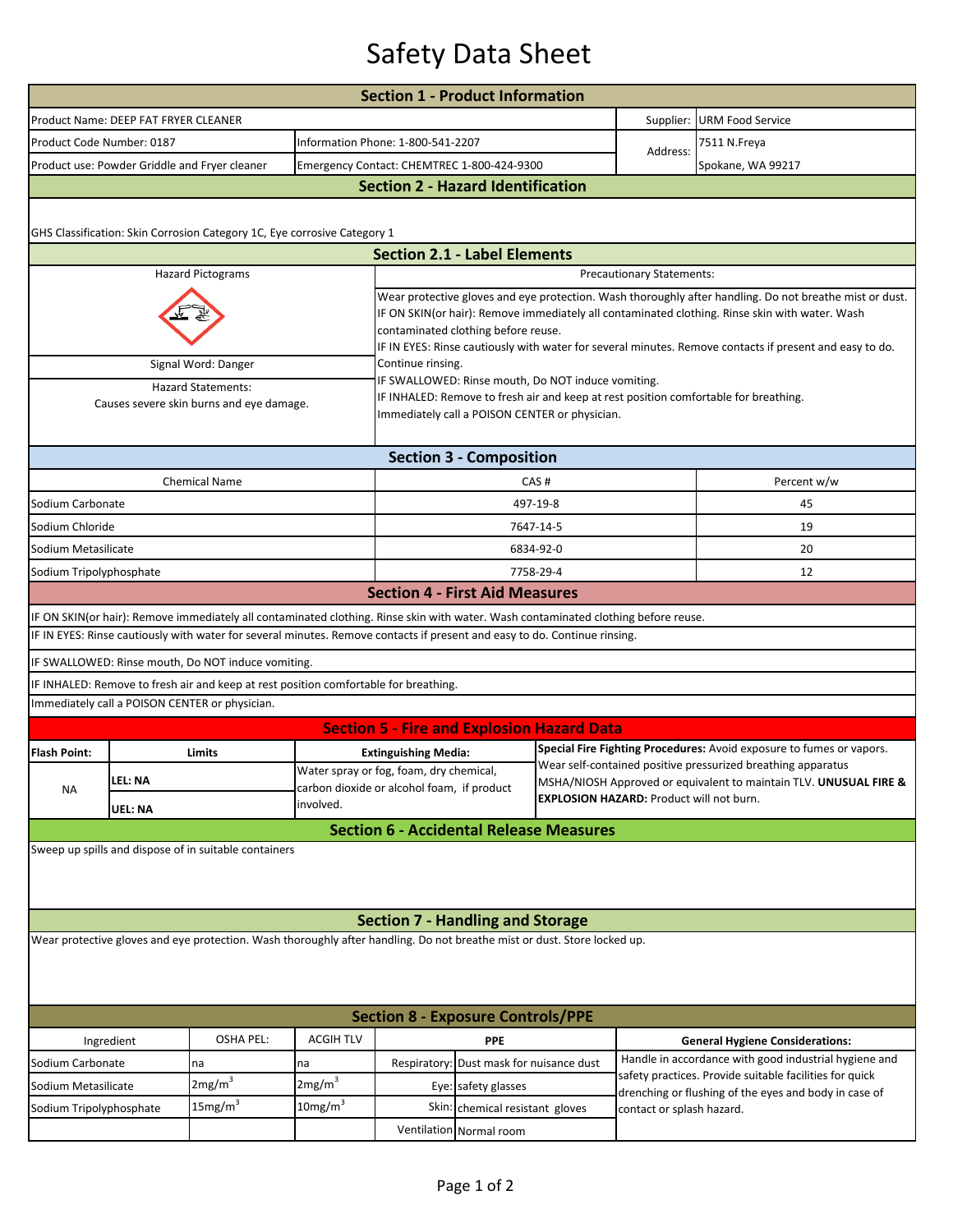# Safety Data Sheet

## Section 1 - Product Information

| | | | |
|---|---|---|---|
| Product Name: DEEP FAT FRYER CLEANER | | Supplier: | URM Food Service |
| Product Code Number: 0187 | Information Phone: 1-800-541-2207 | Address: | 7511 N.Freya |
| Product use: Powder Griddle and Fryer cleaner | Emergency Contact: CHEMTREC 1-800-424-9300 | | Spokane, WA 99217 |

## Section 2 - Hazard Identification

GHS Classification: Skin Corrosion Category 1C, Eye corrosive Category 1

## Section 2.1 - Label Elements

**Hazard Pictograms**

**Signal Word:** Danger

**Hazard Statements:**
Causes severe skin burns and eye damage.

**Precautionary Statements:**

Wear protective gloves and eye protection. Wash thoroughly after handling. Do not breathe mist or dust.
IF ON SKIN(or hair): Remove immediately all contaminated clothing. Rinse skin with water. Wash contaminated clothing before reuse.
IF IN EYES: Rinse cautiously with water for several minutes. Remove contacts if present and easy to do. Continue rinsing.
IF SWALLOWED: Rinse mouth, Do NOT induce vomiting.
IF INHALED: Remove to fresh air and keep at rest position comfortable for breathing.
Immediately call a POISON CENTER or physician.

## Section 3 - Composition

| Chemical Name | CAS # | Percent w/w |
|---|---|---|
| Sodium Carbonate | 497-19-8 | 45 |
| Sodium Chloride | 7647-14-5 | 19 |
| Sodium Metasilicate | 6834-92-0 | 20 |
| Sodium Tripolyphosphate | 7758-29-4 | 12 |

## Section 4 - First Aid Measures

IF ON SKIN(or hair): Remove immediately all contaminated clothing. Rinse skin with water. Wash contaminated clothing before reuse.

IF IN EYES: Rinse cautiously with water for several minutes. Remove contacts if present and easy to do. Continue rinsing.

IF SWALLOWED: Rinse mouth, Do NOT induce vomiting.

IF INHALED: Remove to fresh air and keep at rest position comfortable for breathing.

Immediately call a POISON CENTER or physician.

## Section 5 - Fire and Explosion Hazard Data

| Flash Point: | Limits | Extinguishing Media: | Special Fire Fighting Procedures |
|---|---|---|---|
| NA | LEL: NA<br>UEL: NA | Water spray or fog, foam, dry chemical, carbon dioxide or alcohol foam, if product involved. | **Special Fire Fighting Procedures:** Avoid exposure to fumes or vapors. Wear self-contained positive pressurized breathing apparatus MSHA/NIOSH Approved or equivalent to maintain TLV. **UNUSUAL FIRE & EXPLOSION HAZARD:** Product will not burn. |

## Section 6 - Accidental Release Measures

Sweep up spills and dispose of in suitable containers

## Section 7 - Handling and Storage

Wear protective gloves and eye protection. Wash thoroughly after handling. Do not breathe mist or dust. Store locked up.

## Section 8 - Exposure Controls/PPE

| Ingredient | OSHA PEL: | ACGIH TLV | PPE | |
|---|---|---|---|---|
| Sodium Carbonate | na | na | Respiratory: | Dust mask for nuisance dust |
| Sodium Metasilicate | $2mg/m^3$ | $2mg/m^3$ | Eye: | safety glasses |
| Sodium Tripolyphosphate | $15mg/m^3$ | $10mg/m^3$ | Skin: | chemical resistant gloves |
| | | | Ventilation | Normal room |

**General Hygiene Considerations:**

Handle in accordance with good industrial hygiene and safety practices. Provide suitable facilities for quick drenching or flushing of the eyes and body in case of contact or splash hazard.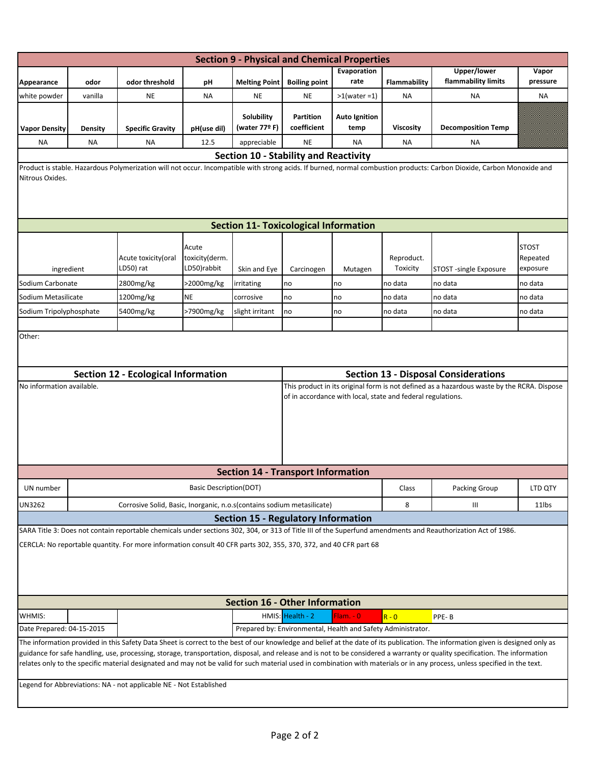## Section 9 - Physical and Chemical Properties

| Appearance | odor | odor threshold | pH | Melting Point | Boiling point | Evaporation rate | Flammability | Upper/lower flammability limits | Vapor pressure |
|---|---|---|---|---|---|---|---|---|---|
| white powder | vanilla | NE | NA | NE | NE | >1(water =1) | NA | NA | NA |
| **Vapor Density** | **Density** | **Specific Gravity** | **pH(use dil)** | **Solubility (water 77º F)** | **Partition coefficient** | **Auto Ignition temp** | **Viscosity** | **Decomposition Temp** | |
| NA | NA | NA | 12.5 | appreciable | NE | NA | NA | NA | |

## Section 10 - Stability and Reactivity

Product is stable. Hazardous Polymerization will not occur. Incompatible with strong acids. If burned, normal combustion products: Carbon Dioxide, Carbon Monoxide and Nitrous Oxides.

## Section 11- Toxicological Information

| ingredient | Acute toxicity(oral LD50) rat | Acute toxicity(derm. LD50)rabbit | Skin and Eye | Carcinogen | Mutagen | Reproduct. Toxicity | STOST -single Exposure | STOST Repeated exposure |
|---|---|---|---|---|---|---|---|---|
| Sodium Carbonate | 2800mg/kg | >2000mg/kg | irritating | no | no | no data | no data | no data |
| Sodium Metasilicate | 1200mg/kg | NE | corrosive | no | no | no data | no data | no data |
| Sodium Tripolyphosphate | 5400mg/kg | >7900mg/kg | slight irritant | no | no | no data | no data | no data |
| | | | | | | | | |

Other:

## Section 12 - Ecological Information

No information available.

## Section 13 - Disposal Considerations

This product in its original form is not defined as a hazardous waste by the RCRA. Dispose of in accordance with local, state and federal regulations.

## Section 14 - Transport Information

| UN number | Basic Description(DOT) | Class | Packing Group | LTD QTY |
|---|---|---|---|---|
| UN3262 | Corrosive Solid, Basic, Inorganic, n.o.s(contains sodium metasilicate) | 8 | III | 11lbs |

## Section 15 - Regulatory Information

SARA Title 3: Does not contain reportable chemicals under sections 302, 304, or 313 of Title III of the Superfund amendments and Reauthorization Act of 1986.

CERCLA: No reportable quantity. For more information consult 40 CFR parts 302, 355, 370, 372, and 40 CFR part 68

## Section 16 - Other Information

| | | | | | | |
|---|---|---|---|---|---|---|
| WHMIS: | | HMIS: | Health - 2 | Flam. - 0 | R - 0 | PPE- B |
| Date Prepared: 04-15-2015 | | Prepared by: Environmental, Health and Safety Administrator. | | | | |

The information provided in this Safety Data Sheet is correct to the best of our knowledge and belief at the date of its publication. The information given is designed only as guidance for safe handling, use, processing, storage, transportation, disposal, and release and is not to be considered a warranty or quality specification. The information relates only to the specific material designated and may not be valid for such material used in combination with materials or in any process, unless specified in the text.

Legend for Abbreviations: NA - not applicable NE - Not Established